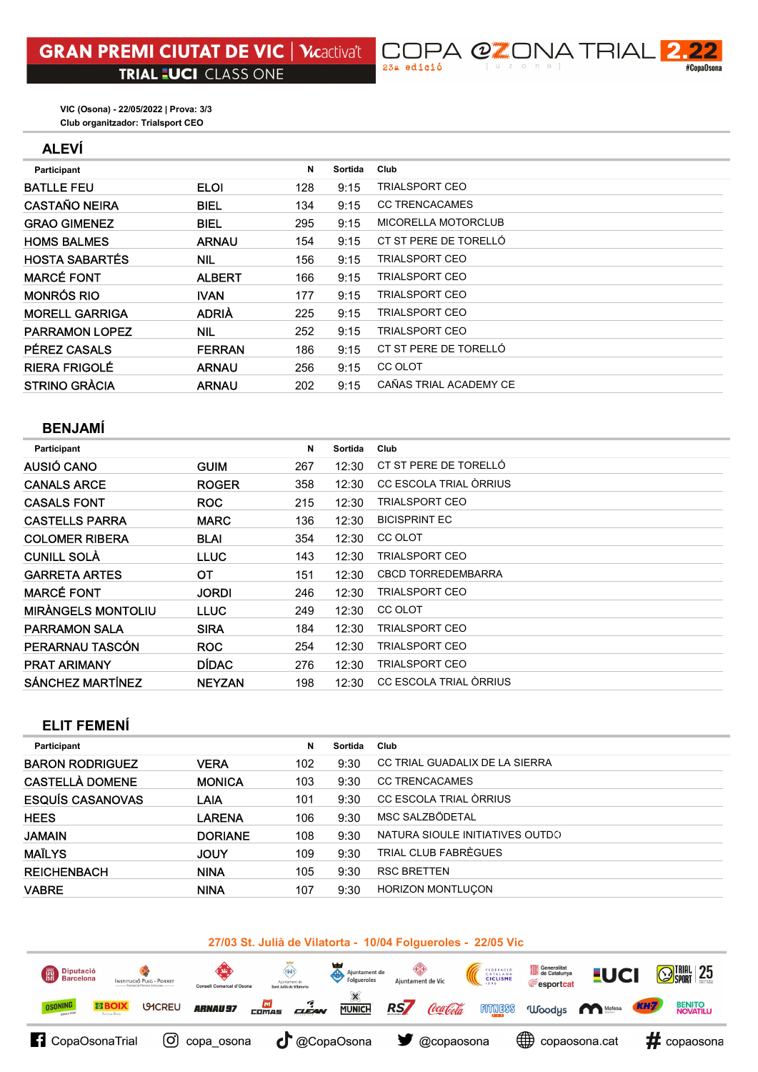# GRAN PREMI CIUTAT DE VIC | Vicactiva't

TRIAL UCI CLASS ONE

COPA @ZONA TRIAL 2.22

23a edició

#CopaOsona

VIC (Osona) - 22/05/2022 | Prova: 3/3

Club organitzador: Trialsport CEO

## ALEVÍ

| Participant | | N | Sortida | Club |
|---|---|---|---|---|
| BATLLE FEU | ELOI | 128 | 9:15 | TRIALSPORT CEO |
| CASTAÑO NEIRA | BIEL | 134 | 9:15 | CC TRENCACAMES |
| GRAO GIMENEZ | BIEL | 295 | 9:15 | MICORELLA MOTORCLUB |
| HOMS BALMES | ARNAU | 154 | 9:15 | CT ST PERE DE TORELLÓ |
| HOSTA SABARTÉS | NIL | 156 | 9:15 | TRIALSPORT CEO |
| MARCÉ FONT | ALBERT | 166 | 9:15 | TRIALSPORT CEO |
| MONRÓS RIO | IVAN | 177 | 9:15 | TRIALSPORT CEO |
| MORELL GARRIGA | ADRIÀ | 225 | 9:15 | TRIALSPORT CEO |
| PARRAMON LOPEZ | NIL | 252 | 9:15 | TRIALSPORT CEO |
| PÉREZ CASALS | FERRAN | 186 | 9:15 | CT ST PERE DE TORELLÓ |
| RIERA FRIGOLÉ | ARNAU | 256 | 9:15 | CC OLOT |
| STRINO GRÀCIA | ARNAU | 202 | 9:15 | CAÑAS TRIAL ACADEMY CE |

## BENJAMÍ

| Participant | | N | Sortida | Club |
|---|---|---|---|---|
| AUSIÓ CANO | GUIM | 267 | 12:30 | CT ST PERE DE TORELLÓ |
| CANALS ARCE | ROGER | 358 | 12:30 | CC ESCOLA TRIAL ÒRRIUS |
| CASALS FONT | ROC | 215 | 12:30 | TRIALSPORT CEO |
| CASTELLS PARRA | MARC | 136 | 12:30 | BICISPRINT EC |
| COLOMER RIBERA | BLAI | 354 | 12:30 | CC OLOT |
| CUNILL SOLÀ | LLUC | 143 | 12:30 | TRIALSPORT CEO |
| GARRETA ARTES | OT | 151 | 12:30 | CBCD TORREDEMBARRA |
| MARCÉ FONT | JORDI | 246 | 12:30 | TRIALSPORT CEO |
| MIRÀNGELS MONTOLIU | LLUC | 249 | 12:30 | CC OLOT |
| PARRAMON SALA | SIRA | 184 | 12:30 | TRIALSPORT CEO |
| PERARNAU TASCÓN | ROC | 254 | 12:30 | TRIALSPORT CEO |
| PRAT ARIMANY | DÍDAC | 276 | 12:30 | TRIALSPORT CEO |
| SÁNCHEZ MARTÍNEZ | NEYZAN | 198 | 12:30 | CC ESCOLA TRIAL ÒRRIUS |

## ELIT FEMENÍ

| Participant | | N | Sortida | Club |
|---|---|---|---|---|
| BARON RODRIGUEZ | VERA | 102 | 9:30 | CC TRIAL GUADALIX DE LA SIERRA |
| CASTELLÀ DOMENE | MONICA | 103 | 9:30 | CC TRENCACAMES |
| ESQUÍS CASANOVAS | LAIA | 101 | 9:30 | CC ESCOLA TRIAL ÒRRIUS |
| HEES | LARENA | 106 | 9:30 | MSC SALZBÖDETAL |
| JAMAIN | DORIANE | 108 | 9:30 | NATURA SIOULE INITIATIVES OUTDO |
| MAÏLYS | JOUY | 109 | 9:30 | TRIAL CLUB FABRÈGUES |
| REICHENBACH | NINA | 105 | 9:30 | RSC BRETTEN |
| VABRE | NINA | 107 | 9:30 | HORIZON MONTLUÇON |

27/03 St. Julià de Vilatorta - 10/04 Folgueroles - 22/05 Vic

CopaOsonaTrial | copa_osona | @CopaOsona | @copaosona | copaosona.cat | copaosona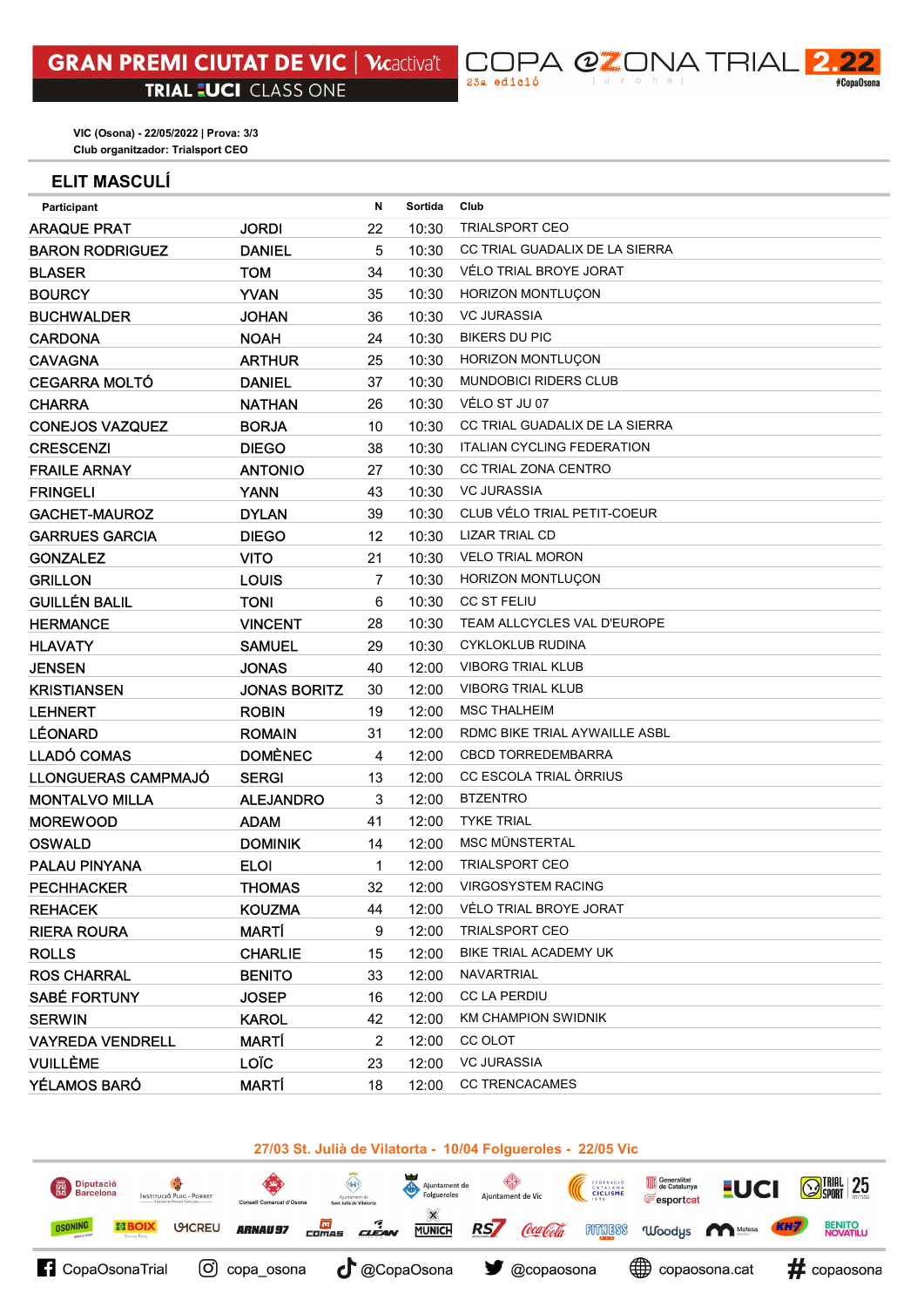# GRAN PREMI CIUTAT DE VIC | Vicactiva't
TRIAL UCI CLASS ONE

COPA @ZONA TRIAL 2.22
23a edició
#CopaOsona

VIC (Osona) - 22/05/2022 | Prova: 3/3
Club organitzador: Trialsport CEO

## ELIT MASCULÍ

| Participant | | N | Sortida | Club |
|---|---|---|---|---|
| ARAQUE PRAT | JORDI | 22 | 10:30 | TRIALSPORT CEO |
| BARON RODRIGUEZ | DANIEL | 5 | 10:30 | CC TRIAL GUADALIX DE LA SIERRA |
| BLASER | TOM | 34 | 10:30 | VÉLO TRIAL BROYE JORAT |
| BOURCY | YVAN | 35 | 10:30 | HORIZON MONTLUÇON |
| BUCHWALDER | JOHAN | 36 | 10:30 | VC JURASSIA |
| CARDONA | NOAH | 24 | 10:30 | BIKERS DU PIC |
| CAVAGNA | ARTHUR | 25 | 10:30 | HORIZON MONTLUÇON |
| CEGARRA MOLTÓ | DANIEL | 37 | 10:30 | MUNDOBICI RIDERS CLUB |
| CHARRA | NATHAN | 26 | 10:30 | VÉLO ST JU 07 |
| CONEJOS VAZQUEZ | BORJA | 10 | 10:30 | CC TRIAL GUADALIX DE LA SIERRA |
| CRESCENZI | DIEGO | 38 | 10:30 | ITALIAN CYCLING FEDERATION |
| FRAILE ARNAY | ANTONIO | 27 | 10:30 | CC TRIAL ZONA CENTRO |
| FRINGELI | YANN | 43 | 10:30 | VC JURASSIA |
| GACHET-MAUROZ | DYLAN | 39 | 10:30 | CLUB VÉLO TRIAL PETIT-COEUR |
| GARRUES GARCIA | DIEGO | 12 | 10:30 | LIZAR TRIAL CD |
| GONZALEZ | VITO | 21 | 10:30 | VELO TRIAL MORON |
| GRILLON | LOUIS | 7 | 10:30 | HORIZON MONTLUÇON |
| GUILLÉN BALIL | TONI | 6 | 10:30 | CC ST FELIU |
| HERMANCE | VINCENT | 28 | 10:30 | TEAM ALLCYCLES VAL D'EUROPE |
| HLAVATY | SAMUEL | 29 | 10:30 | CYKLOKLUB RUDINA |
| JENSEN | JONAS | 40 | 12:00 | VIBORG TRIAL KLUB |
| KRISTIANSEN | JONAS BORITZ | 30 | 12:00 | VIBORG TRIAL KLUB |
| LEHNERT | ROBIN | 19 | 12:00 | MSC THALHEIM |
| LÉONARD | ROMAIN | 31 | 12:00 | RDMC BIKE TRIAL AYWAILLE ASBL |
| LLADÓ COMAS | DOMÈNEC | 4 | 12:00 | CBCD TORREDEMBARRA |
| LLONGUERAS CAMPMAJÓ | SERGI | 13 | 12:00 | CC ESCOLA TRIAL ÒRRIUS |
| MONTALVO MILLA | ALEJANDRO | 3 | 12:00 | BTZENTRO |
| MOREWOOD | ADAM | 41 | 12:00 | TYKE TRIAL |
| OSWALD | DOMINIK | 14 | 12:00 | MSC MÜNSTERTAL |
| PALAU PINYANA | ELOI | 1 | 12:00 | TRIALSPORT CEO |
| PECHHACKER | THOMAS | 32 | 12:00 | VIRGOSYSTEM RACING |
| REHACEK | KOUZMA | 44 | 12:00 | VÉLO TRIAL BROYE JORAT |
| RIERA ROURA | MARTÍ | 9 | 12:00 | TRIALSPORT CEO |
| ROLLS | CHARLIE | 15 | 12:00 | BIKE TRIAL ACADEMY UK |
| ROS CHARRAL | BENITO | 33 | 12:00 | NAVARTRIAL |
| SABÉ FORTUNY | JOSEP | 16 | 12:00 | CC LA PERDIU |
| SERWIN | KAROL | 42 | 12:00 | KM CHAMPION SWIDNIK |
| VAYREDA VENDRELL | MARTÍ | 2 | 12:00 | CC OLOT |
| VUILLÈME | LOÏC | 23 | 12:00 | VC JURASSIA |
| YÉLAMOS BARÓ | MARTÍ | 18 | 12:00 | CC TRENCACAMES |

27/03 St. Julià de Vilatorta - 10/04 Folgueroles - 22/05 Vic

CopaOsonaTrial | copa_osona | @CopaOsona | @copaosona | copaosona.cat | # copaosona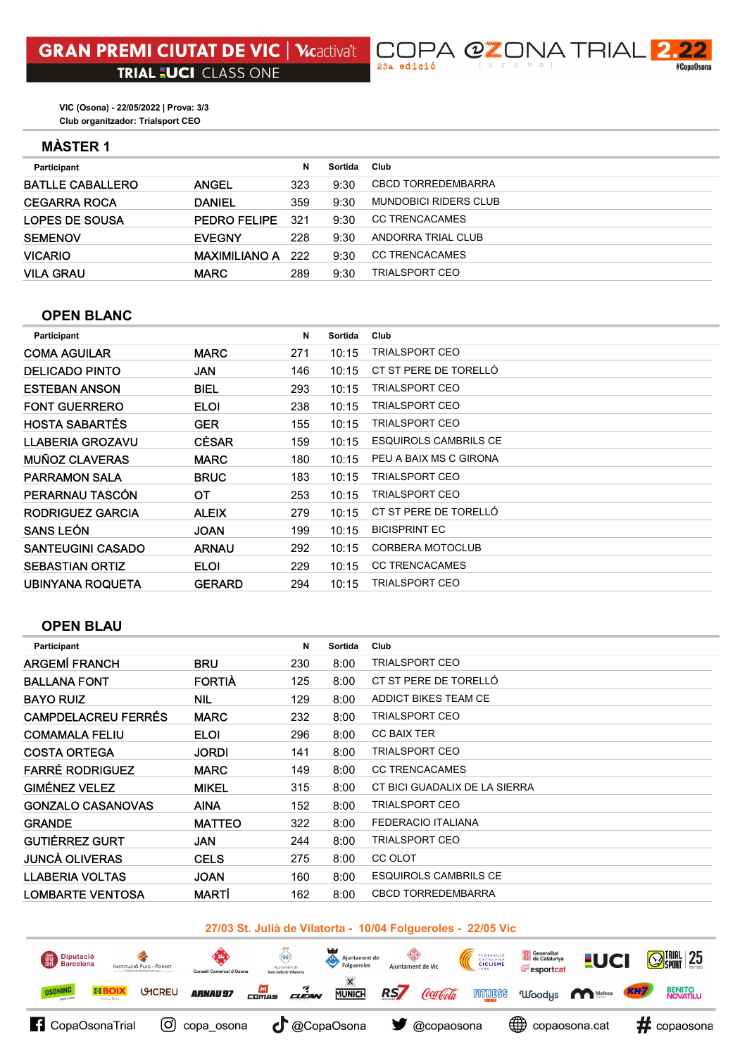# GRAN PREMI CIUTAT DE VIC | Vicactiva't

TRIAL UCI CLASS ONE

COPA @ZONA TRIAL 2.22

23a edició

#CopaOsona

VIC (Osona) - 22/05/2022 | Prova: 3/3
Club organitzador: Trialsport CEO

## MÀSTER 1

| Participant | | N | Sortida | Club |
|---|---|---|---|---|
| BATLLE CABALLERO | ANGEL | 323 | 9:30 | CBCD TORREDEMBARRA |
| CEGARRA ROCA | DANIEL | 359 | 9:30 | MUNDOBICI RIDERS CLUB |
| LOPES DE SOUSA | PEDRO FELIPE | 321 | 9:30 | CC TRENCACAMES |
| SEMENOV | EVEGNY | 228 | 9:30 | ANDORRA TRIAL CLUB |
| VICARIO | MAXIMILIANO A | 222 | 9:30 | CC TRENCACAMES |
| VILA GRAU | MARC | 289 | 9:30 | TRIALSPORT CEO |

## OPEN BLANC

| Participant | | N | Sortida | Club |
|---|---|---|---|---|
| COMA AGUILAR | MARC | 271 | 10:15 | TRIALSPORT CEO |
| DELICADO PINTO | JAN | 146 | 10:15 | CT ST PERE DE TORELLÓ |
| ESTEBAN ANSON | BIEL | 293 | 10:15 | TRIALSPORT CEO |
| FONT GUERRERO | ELOI | 238 | 10:15 | TRIALSPORT CEO |
| HOSTA SABARTÉS | GER | 155 | 10:15 | TRIALSPORT CEO |
| LLABERIA GROZAVU | CÈSAR | 159 | 10:15 | ESQUIROLS CAMBRILS CE |
| MUÑOZ CLAVERAS | MARC | 180 | 10:15 | PEU A BAIX MS C GIRONA |
| PARRAMON SALA | BRUC | 183 | 10:15 | TRIALSPORT CEO |
| PERARNAU TASCÓN | OT | 253 | 10:15 | TRIALSPORT CEO |
| RODRIGUEZ GARCIA | ALEIX | 279 | 10:15 | CT ST PERE DE TORELLÓ |
| SANS LEÓN | JOAN | 199 | 10:15 | BICISPRINT EC |
| SANTEUGINI CASADO | ARNAU | 292 | 10:15 | CORBERA MOTOCLUB |
| SEBASTIAN ORTIZ | ELOI | 229 | 10:15 | CC TRENCACAMES |
| UBINYANA ROQUETA | GERARD | 294 | 10:15 | TRIALSPORT CEO |

## OPEN BLAU

| Participant | | N | Sortida | Club |
|---|---|---|---|---|
| ARGEMÍ FRANCH | BRU | 230 | 8:00 | TRIALSPORT CEO |
| BALLANA FONT | FORTIÀ | 125 | 8:00 | CT ST PERE DE TORELLÓ |
| BAYO RUIZ | NIL | 129 | 8:00 | ADDICT BIKES TEAM CE |
| CAMPDELACREU FERRÉS | MARC | 232 | 8:00 | TRIALSPORT CEO |
| COMAMALA FELIU | ELOI | 296 | 8:00 | CC BAIX TER |
| COSTA ORTEGA | JORDI | 141 | 8:00 | TRIALSPORT CEO |
| FARRÉ RODRIGUEZ | MARC | 149 | 8:00 | CC TRENCACAMES |
| GIMÉNEZ VELEZ | MIKEL | 315 | 8:00 | CT BICI GUADALIX DE LA SIERRA |
| GONZALO CASANOVAS | AINA | 152 | 8:00 | TRIALSPORT CEO |
| GRANDE | MATTEO | 322 | 8:00 | FEDERACIO ITALIANA |
| GUTIÉRREZ GURT | JAN | 244 | 8:00 | TRIALSPORT CEO |
| JUNCÀ OLIVERAS | CELS | 275 | 8:00 | CC OLOT |
| LLABERIA VOLTAS | JOAN | 160 | 8:00 | ESQUIROLS CAMBRILS CE |
| LOMBARTE VENTOSA | MARTÍ | 162 | 8:00 | CBCD TORREDEMBARRA |

27/03 St. Julià de Vilatorta - 10/04 Folgueroles - 22/05 Vic

CopaOsonaTrial | copa_osona | @CopaOsona | @copaosona | copaosona.cat | # copaosona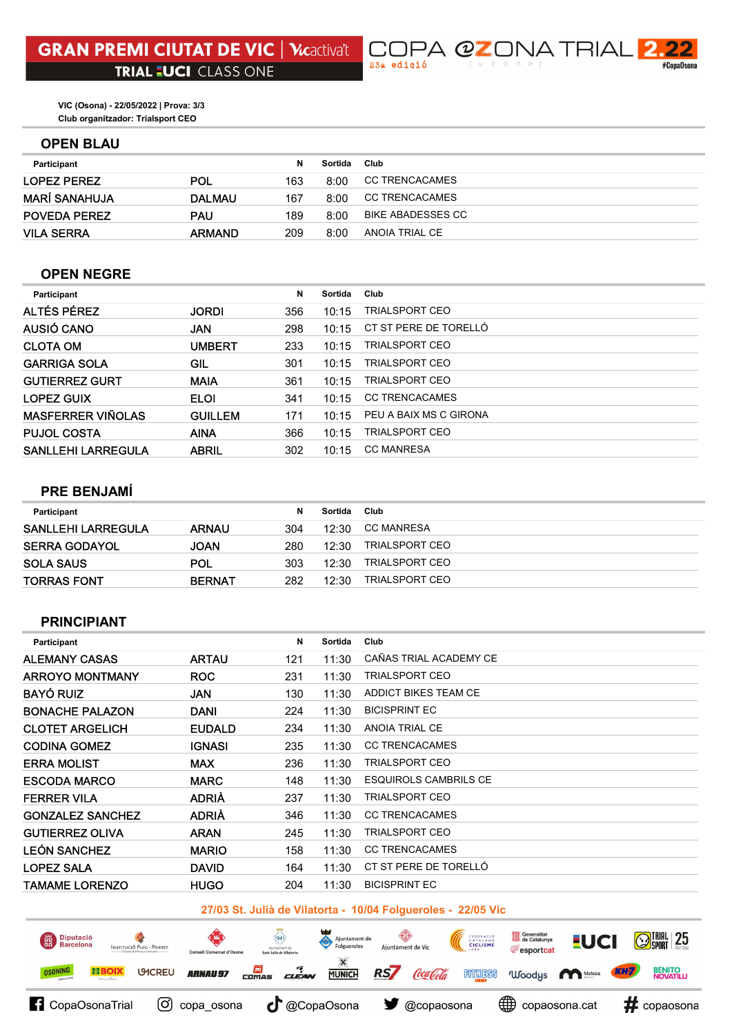# GRAN PREMI CIUTAT DE VIC | Vicactiva't

TRIAL UCI CLASS ONE

COPA @ZONA TRIAL 2.22

23a edició

#CopaOsona

VIC (Osona) - 22/05/2022 | Prova: 3/3
Club organitzador: Trialsport CEO

## OPEN BLAU

| Participant | | N | Sortida | Club |
|---|---|---|---|---|
| LOPEZ PEREZ | POL | 163 | 8:00 | CC TRENCACAMES |
| MARÍ SANAHUJA | DALMAU | 167 | 8:00 | CC TRENCACAMES |
| POVEDA PEREZ | PAU | 189 | 8:00 | BIKE ABADESSES CC |
| VILA SERRA | ARMAND | 209 | 8:00 | ANOIA TRIAL CE |

## OPEN NEGRE

| Participant | | N | Sortida | Club |
|---|---|---|---|---|
| ALTÉS PÉREZ | JORDI | 356 | 10:15 | TRIALSPORT CEO |
| AUSIÓ CANO | JAN | 298 | 10:15 | CT ST PERE DE TORELLÓ |
| CLOTA OM | UMBERT | 233 | 10:15 | TRIALSPORT CEO |
| GARRIGA SOLA | GIL | 301 | 10:15 | TRIALSPORT CEO |
| GUTIERREZ GURT | MAIA | 361 | 10:15 | TRIALSPORT CEO |
| LOPEZ GUIX | ELOI | 341 | 10:15 | CC TRENCACAMES |
| MASFERRER VIÑOLAS | GUILLEM | 171 | 10:15 | PEU A BAIX MS C GIRONA |
| PUJOL COSTA | AINA | 366 | 10:15 | TRIALSPORT CEO |
| SANLLEHI LARREGULA | ABRIL | 302 | 10:15 | CC MANRESA |

## PRE BENJAMÍ

| Participant | | N | Sortida | Club |
|---|---|---|---|---|
| SANLLEHI LARREGULA | ARNAU | 304 | 12:30 | CC MANRESA |
| SERRA GODAYOL | JOAN | 280 | 12:30 | TRIALSPORT CEO |
| SOLA SAUS | POL | 303 | 12:30 | TRIALSPORT CEO |
| TORRAS FONT | BERNAT | 282 | 12:30 | TRIALSPORT CEO |

## PRINCIPIANT

| Participant | | N | Sortida | Club |
|---|---|---|---|---|
| ALEMANY CASAS | ARTAU | 121 | 11:30 | CAÑAS TRIAL ACADEMY CE |
| ARROYO MONTMANY | ROC | 231 | 11:30 | TRIALSPORT CEO |
| BAYÓ RUIZ | JAN | 130 | 11:30 | ADDICT BIKES TEAM CE |
| BONACHE PALAZON | DANI | 224 | 11:30 | BICISPRINT EC |
| CLOTET ARGELICH | EUDALD | 234 | 11:30 | ANOIA TRIAL CE |
| CODINA GOMEZ | IGNASI | 235 | 11:30 | CC TRENCACAMES |
| ERRA MOLIST | MAX | 236 | 11:30 | TRIALSPORT CEO |
| ESCODA MARCO | MARC | 148 | 11:30 | ESQUIROLS CAMBRILS CE |
| FERRER VILA | ADRIÀ | 237 | 11:30 | TRIALSPORT CEO |
| GONZALEZ SANCHEZ | ADRIÀ | 346 | 11:30 | CC TRENCACAMES |
| GUTIERREZ OLIVA | ARAN | 245 | 11:30 | TRIALSPORT CEO |
| LEÓN SANCHEZ | MARIO | 158 | 11:30 | CC TRENCACAMES |
| LOPEZ SALA | DAVID | 164 | 11:30 | CT ST PERE DE TORELLÓ |
| TAMAME LORENZO | HUGO | 204 | 11:30 | BICISPRINT EC |

27/03 St. Julià de Vilatorta - 10/04 Folgueroles - 22/05 Vic

CopaOsonaTrial | copa_osona | @CopaOsona | @copaosona | copaosona.cat | # copaosona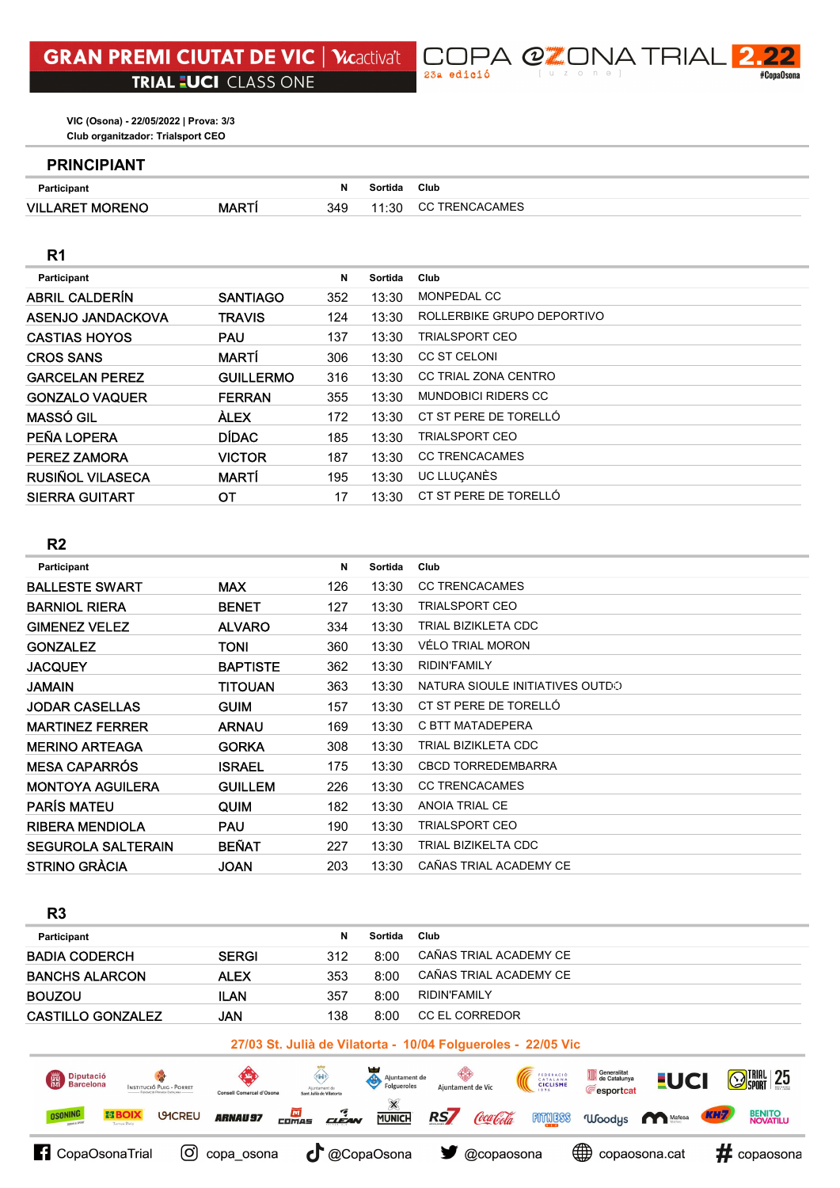# GRAN PREMI CIUTAT DE VIC | Vicactiva't
TRIAL UCI CLASS ONE

COPA @ZONA TRIAL 2.22
23a edició

#CopaOsona

VIC (Osona) - 22/05/2022 | Prova: 3/3
Club organitzador: Trialsport CEO

## PRINCIPIANT

| Participant | | N | Sortida | Club |
|---|---|---|---|---|
| VILLARET MORENO | MARTÍ | 349 | 11:30 | CC TRENCACAMES |

## R1

| Participant | | N | Sortida | Club |
|---|---|---|---|---|
| ABRIL CALDERÍN | SANTIAGO | 352 | 13:30 | MONPEDAL CC |
| ASENJO JANDACKOVA | TRAVIS | 124 | 13:30 | ROLLERBIKE GRUPO DEPORTIVO |
| CASTIAS HOYOS | PAU | 137 | 13:30 | TRIALSPORT CEO |
| CROS SANS | MARTÍ | 306 | 13:30 | CC ST CELONI |
| GARCELAN PEREZ | GUILLERMO | 316 | 13:30 | CC TRIAL ZONA CENTRO |
| GONZALO VAQUER | FERRAN | 355 | 13:30 | MUNDOBICI RIDERS CC |
| MASSÓ GIL | ÀLEX | 172 | 13:30 | CT ST PERE DE TORELLÓ |
| PEÑA LOPERA | DÍDAC | 185 | 13:30 | TRIALSPORT CEO |
| PEREZ ZAMORA | VICTOR | 187 | 13:30 | CC TRENCACAMES |
| RUSIÑOL VILASECA | MARTÍ | 195 | 13:30 | UC LLUÇANÈS |
| SIERRA GUITART | OT | 17 | 13:30 | CT ST PERE DE TORELLÓ |

## R2

| Participant | | N | Sortida | Club |
|---|---|---|---|---|
| BALLESTE SWART | MAX | 126 | 13:30 | CC TRENCACAMES |
| BARNIOL RIERA | BENET | 127 | 13:30 | TRIALSPORT CEO |
| GIMENEZ VELEZ | ALVARO | 334 | 13:30 | TRIAL BIZIKLETA CDC |
| GONZALEZ | TONI | 360 | 13:30 | VÉLO TRIAL MORON |
| JACQUEY | BAPTISTE | 362 | 13:30 | RIDIN'FAMILY |
| JAMAIN | TITOUAN | 363 | 13:30 | NATURA SIOULE INITIATIVES OUTDO |
| JODAR CASELLAS | GUIM | 157 | 13:30 | CT ST PERE DE TORELLÓ |
| MARTINEZ FERRER | ARNAU | 169 | 13:30 | C BTT MATADEPERA |
| MERINO ARTEAGA | GORKA | 308 | 13:30 | TRIAL BIZIKLETA CDC |
| MESA CAPARRÓS | ISRAEL | 175 | 13:30 | CBCD TORREDEMBARRA |
| MONTOYA AGUILERA | GUILLEM | 226 | 13:30 | CC TRENCACAMES |
| PARÍS MATEU | QUIM | 182 | 13:30 | ANOIA TRIAL CE |
| RIBERA MENDIOLA | PAU | 190 | 13:30 | TRIALSPORT CEO |
| SEGUROLA SALTERAIN | BEÑAT | 227 | 13:30 | TRIAL BIZIKELTA CDC |
| STRINO GRÀCIA | JOAN | 203 | 13:30 | CAÑAS TRIAL ACADEMY CE |

## R3

| Participant | | N | Sortida | Club |
|---|---|---|---|---|
| BADIA CODERCH | SERGI | 312 | 8:00 | CAÑAS TRIAL ACADEMY CE |
| BANCHS ALARCON | ALEX | 353 | 8:00 | CAÑAS TRIAL ACADEMY CE |
| BOUZOU | ILAN | 357 | 8:00 | RIDIN'FAMILY |
| CASTILLO GONZALEZ | JAN | 138 | 8:00 | CC EL CORREDOR |

27/03 St. Julià de Vilatorta - 10/04 Folgueroles - 22/05 Vic

CopaOsonaTrial | copa_osona | @CopaOsona | @copaosona | copaosona.cat | copaosona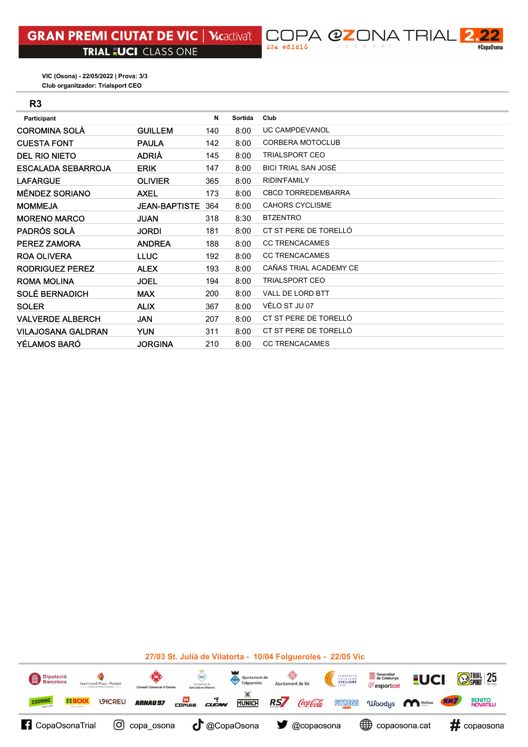GRAN PREMI CIUTAT DE VIC | Vicactiva't
TRIAL UCI CLASS ONE

COPA OZONA TRIAL 2.22
23a edició
#CopaOsona

VIC (Osona) - 22/05/2022 | Prova: 3/3
Club organitzador: Trialsport CEO

## R3

| Participant | | N | Sortida | Club |
|---|---|---|---|---|
| COROMINA SOLÀ | GUILLEM | 140 | 8:00 | UC CAMPDEVANOL |
| CUESTA FONT | PAULA | 142 | 8:00 | CORBERA MOTOCLUB |
| DEL RIO NIETO | ADRIÀ | 145 | 8:00 | TRIALSPORT CEO |
| ESCALADA SEBARROJA | ERIK | 147 | 8:00 | BICI TRIAL SAN JOSÉ |
| LAFARGUE | OLIVIER | 365 | 8:00 | RIDIN'FAMILY |
| MÉNDEZ SORIANO | AXEL | 173 | 8:00 | CBCD TORREDEMBARRA |
| MOMMEJA | JEAN-BAPTISTE | 364 | 8:00 | CAHORS CYCLISME |
| MORENO MARCO | JUAN | 318 | 8:30 | BTZENTRO |
| PADRÓS SOLÀ | JORDI | 181 | 8:00 | CT ST PERE DE TORELLÓ |
| PEREZ ZAMORA | ANDREA | 188 | 8:00 | CC TRENCACAMES |
| ROA OLIVERA | LLUC | 192 | 8:00 | CC TRENCACAMES |
| RODRIGUEZ PEREZ | ALEX | 193 | 8:00 | CAÑAS TRIAL ACADEMY CE |
| ROMA MOLINA | JOEL | 194 | 8:00 | TRIALSPORT CEO |
| SOLÉ BERNADICH | MAX | 200 | 8:00 | VALL DE LORD BTT |
| SOLER | ALIX | 367 | 8:00 | VÉLO ST JU 07 |
| VALVERDE ALBERCH | JAN | 207 | 8:00 | CT ST PERE DE TORELLÓ |
| VILAJOSANA GALDRAN | YUN | 311 | 8:00 | CT ST PERE DE TORELLÓ |
| YÉLAMOS BARÓ | JORGINA | 210 | 8:00 | CC TRENCACAMES |

27/03 St. Julià de Vilatorta - 10/04 Folgueroles - 22/05 Vic

CopaOsonaTrial | copa_osona | @CopaOsona | @copaosona | copaosona.cat | copaosona